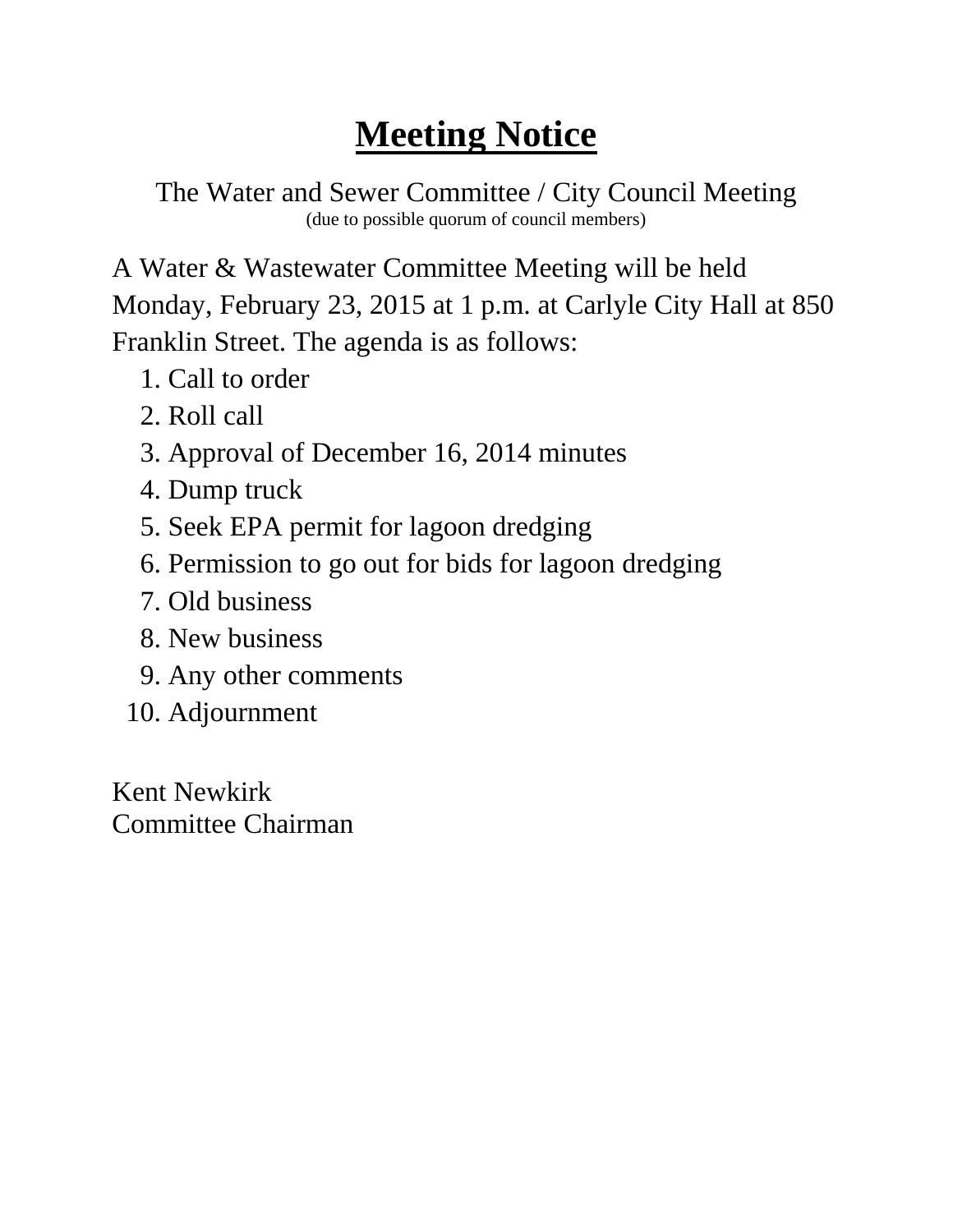# Meeting Notice

The Water and Sewer Committee / City Council Meeting
(due to possible quorum of council members)

A Water & Wastewater Committee Meeting will be held Monday, February 23, 2015 at 1 p.m. at Carlyle City Hall at 850 Franklin Street. The agenda is as follows:

1. Call to order
2. Roll call
3. Approval of December 16, 2014 minutes
4. Dump truck
5. Seek EPA permit for lagoon dredging
6. Permission to go out for bids for lagoon dredging
7. Old business
8. New business
9. Any other comments
10. Adjournment

Kent Newkirk
Committee Chairman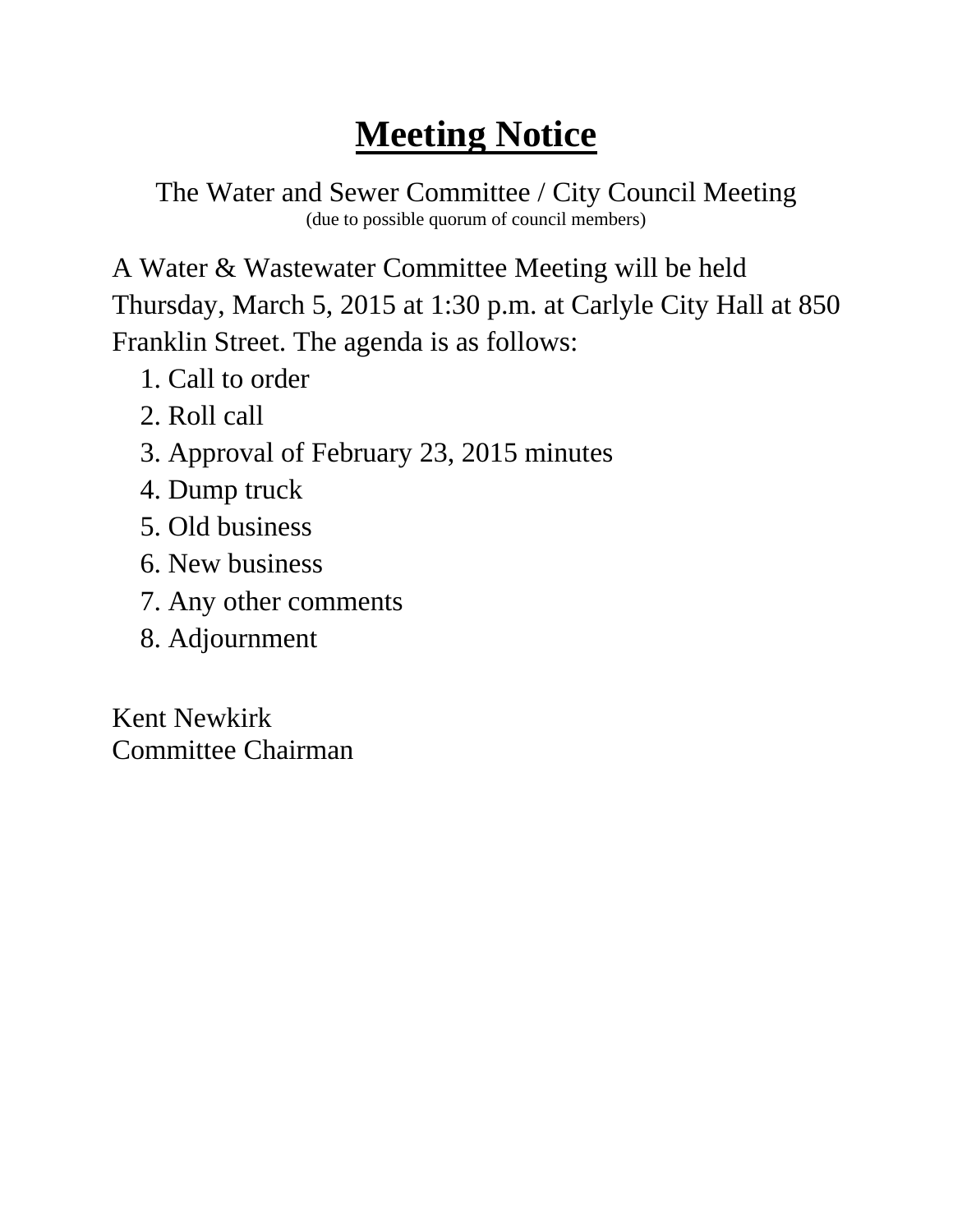# Meeting Notice

The Water and Sewer Committee / City Council Meeting
(due to possible quorum of council members)

A Water & Wastewater Committee Meeting will be held Thursday, March 5, 2015 at 1:30 p.m. at Carlyle City Hall at 850 Franklin Street. The agenda is as follows:

1. Call to order
2. Roll call
3. Approval of February 23, 2015 minutes
4. Dump truck
5. Old business
6. New business
7. Any other comments
8. Adjournment

Kent Newkirk
Committee Chairman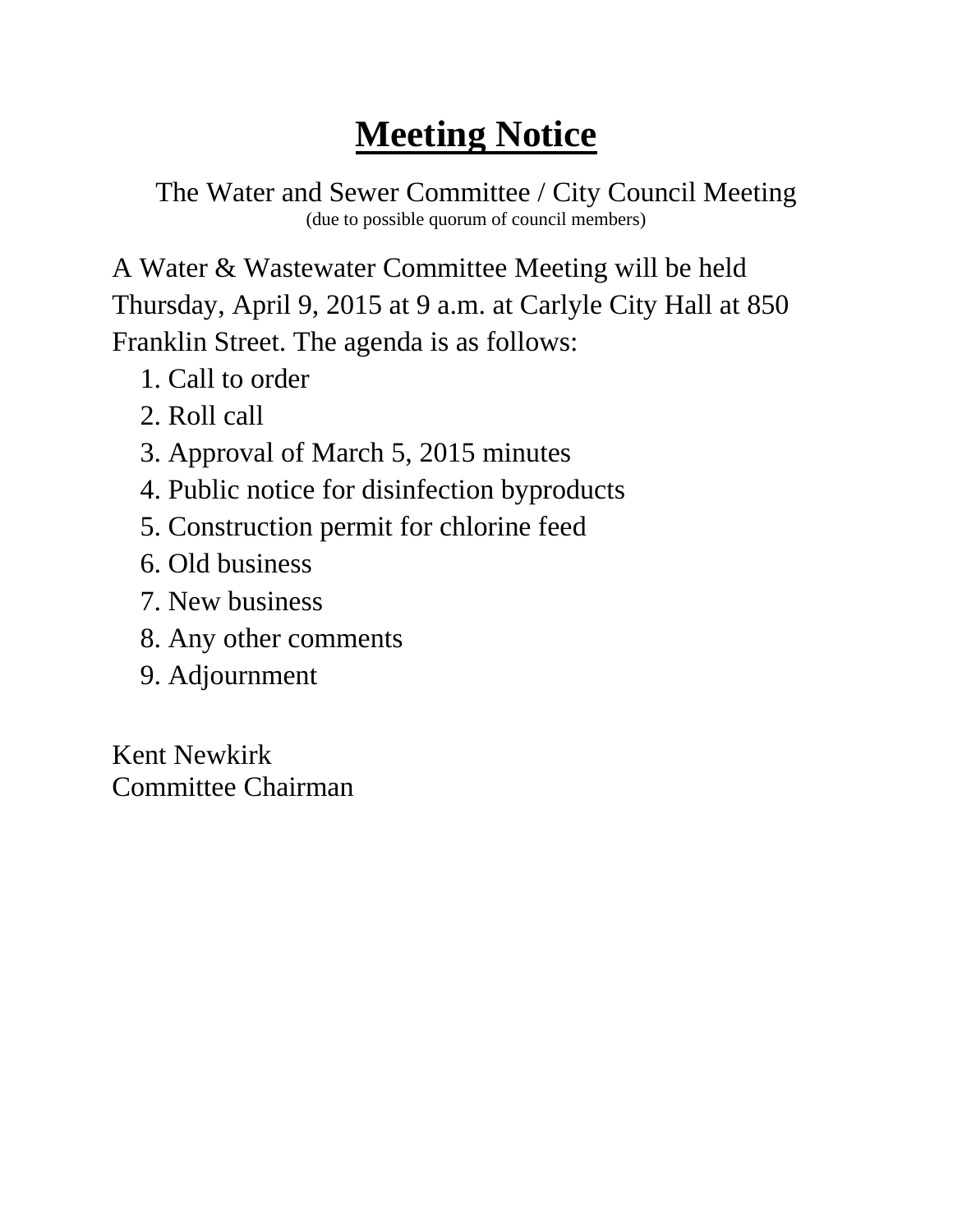# Meeting Notice

The Water and Sewer Committee / City Council Meeting
(due to possible quorum of council members)

A Water & Wastewater Committee Meeting will be held Thursday, April 9, 2015 at 9 a.m. at Carlyle City Hall at 850 Franklin Street. The agenda is as follows:

1. Call to order
2. Roll call
3. Approval of March 5, 2015 minutes
4. Public notice for disinfection byproducts
5. Construction permit for chlorine feed
6. Old business
7. New business
8. Any other comments
9. Adjournment

Kent Newkirk
Committee Chairman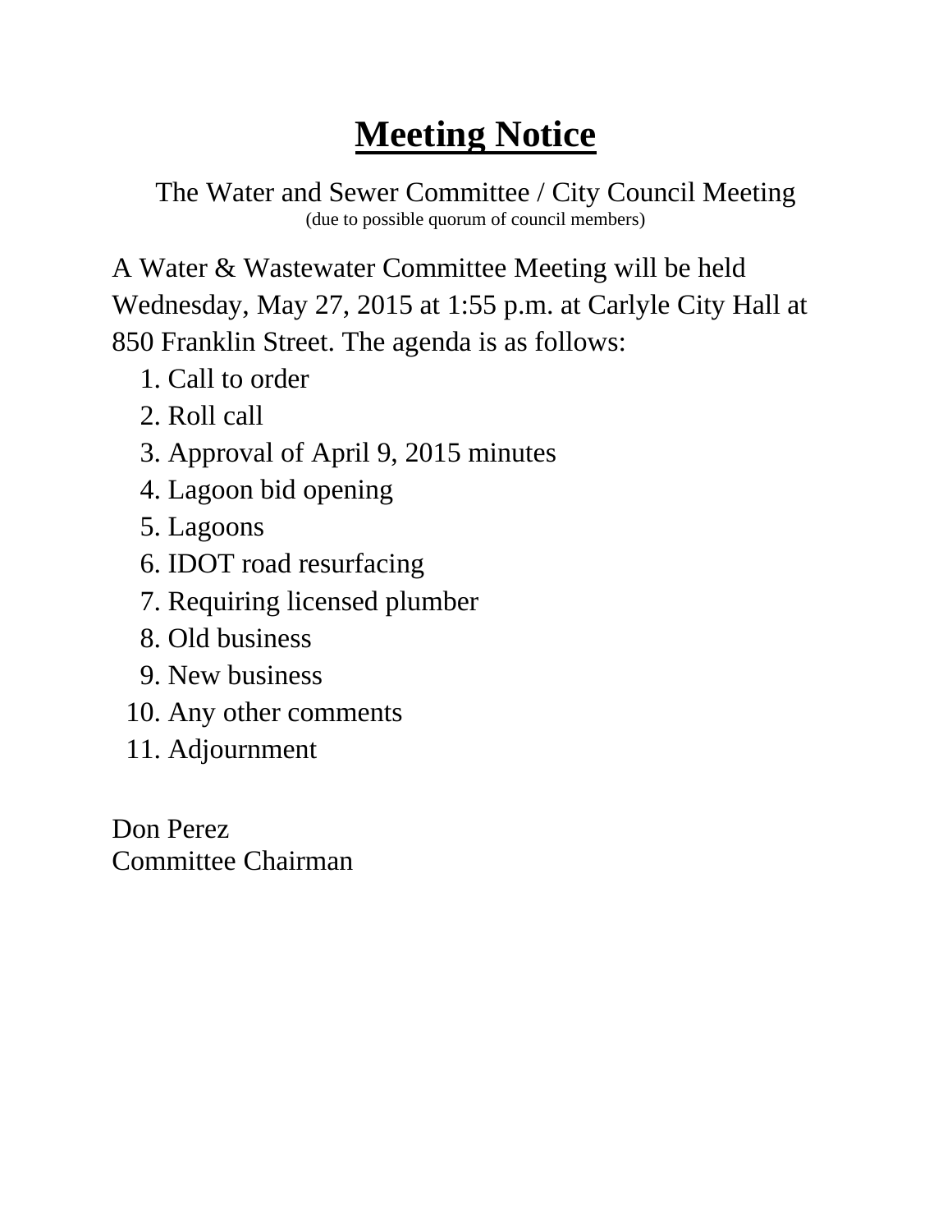# <u>Meeting Notice</u>

The Water and Sewer Committee / City Council Meeting
(due to possible quorum of council members)

A Water & Wastewater Committee Meeting will be held Wednesday, May 27, 2015 at 1:55 p.m. at Carlyle City Hall at 850 Franklin Street. The agenda is as follows:

1. Call to order
2. Roll call
3. Approval of April 9, 2015 minutes
4. Lagoon bid opening
5. Lagoons
6. IDOT road resurfacing
7. Requiring licensed plumber
8. Old business
9. New business
10. Any other comments
11. Adjournment

Don Perez
Committee Chairman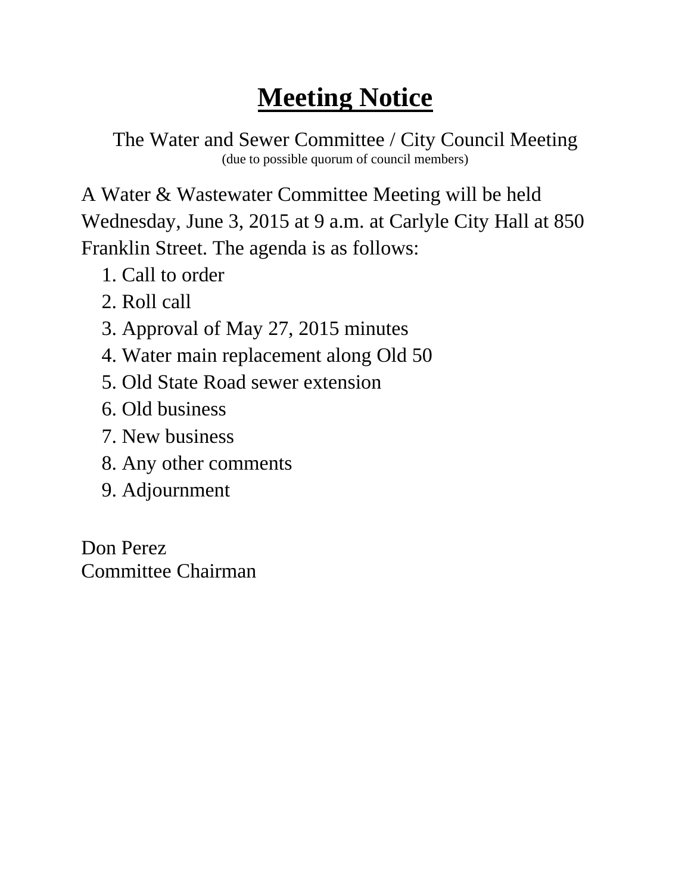# Meeting Notice

The Water and Sewer Committee / City Council Meeting
(due to possible quorum of council members)

A Water & Wastewater Committee Meeting will be held Wednesday, June 3, 2015 at 9 a.m. at Carlyle City Hall at 850 Franklin Street. The agenda is as follows:

1. Call to order
2. Roll call
3. Approval of May 27, 2015 minutes
4. Water main replacement along Old 50
5. Old State Road sewer extension
6. Old business
7. New business
8. Any other comments
9. Adjournment

Don Perez
Committee Chairman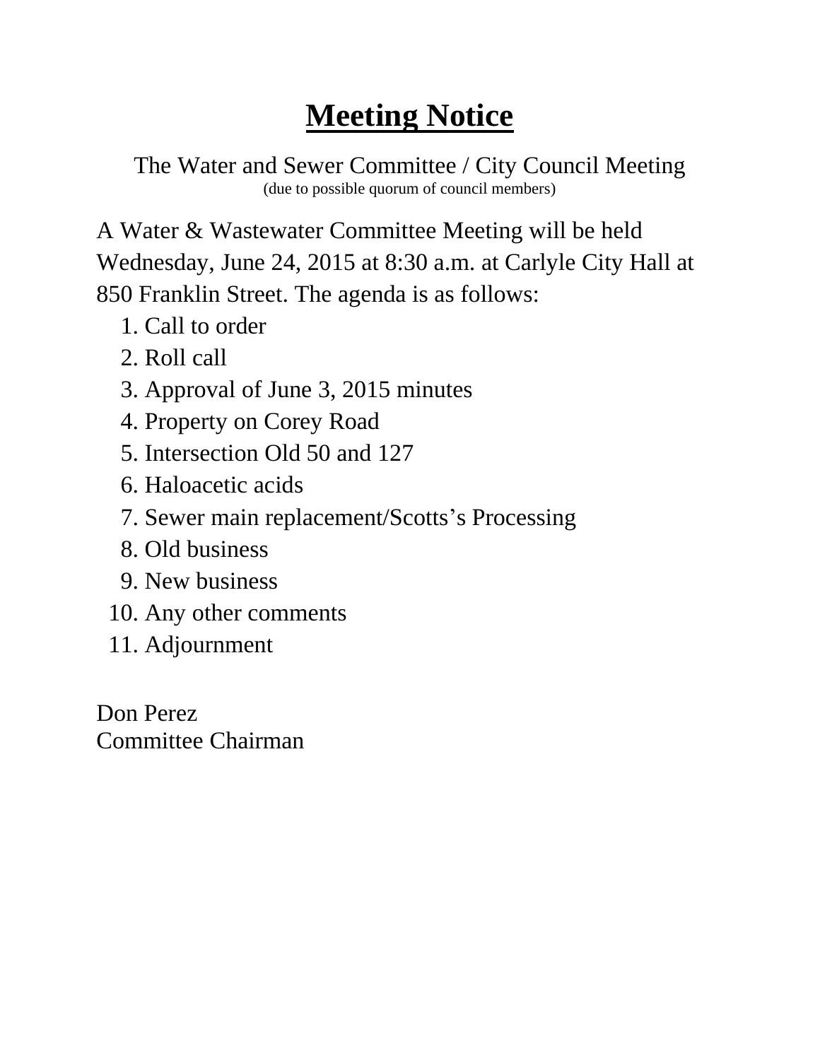# Meeting Notice

The Water and Sewer Committee / City Council Meeting
(due to possible quorum of council members)

A Water & Wastewater Committee Meeting will be held Wednesday, June 24, 2015 at 8:30 a.m. at Carlyle City Hall at 850 Franklin Street. The agenda is as follows:

1. Call to order
2. Roll call
3. Approval of June 3, 2015 minutes
4. Property on Corey Road
5. Intersection Old 50 and 127
6. Haloacetic acids
7. Sewer main replacement/Scotts's Processing
8. Old business
9. New business
10. Any other comments
11. Adjournment

Don Perez
Committee Chairman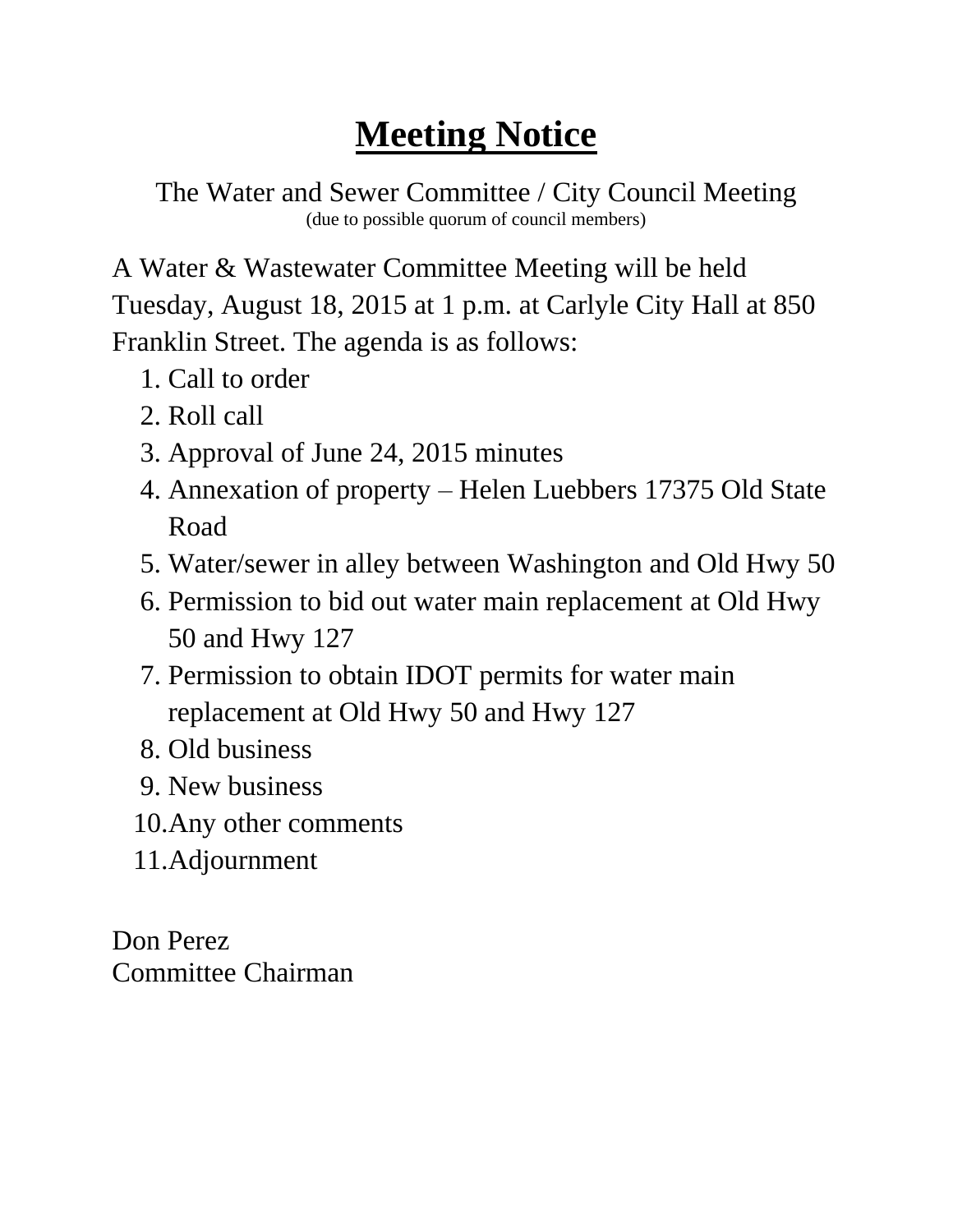# Meeting Notice

The Water and Sewer Committee / City Council Meeting
(due to possible quorum of council members)

A Water & Wastewater Committee Meeting will be held Tuesday, August 18, 2015 at 1 p.m. at Carlyle City Hall at 850 Franklin Street. The agenda is as follows:

1. Call to order
2. Roll call
3. Approval of June 24, 2015 minutes
4. Annexation of property – Helen Luebbers 17375 Old State Road
5. Water/sewer in alley between Washington and Old Hwy 50
6. Permission to bid out water main replacement at Old Hwy 50 and Hwy 127
7. Permission to obtain IDOT permits for water main replacement at Old Hwy 50 and Hwy 127
8. Old business
9. New business
10. Any other comments
11. Adjournment

Don Perez
Committee Chairman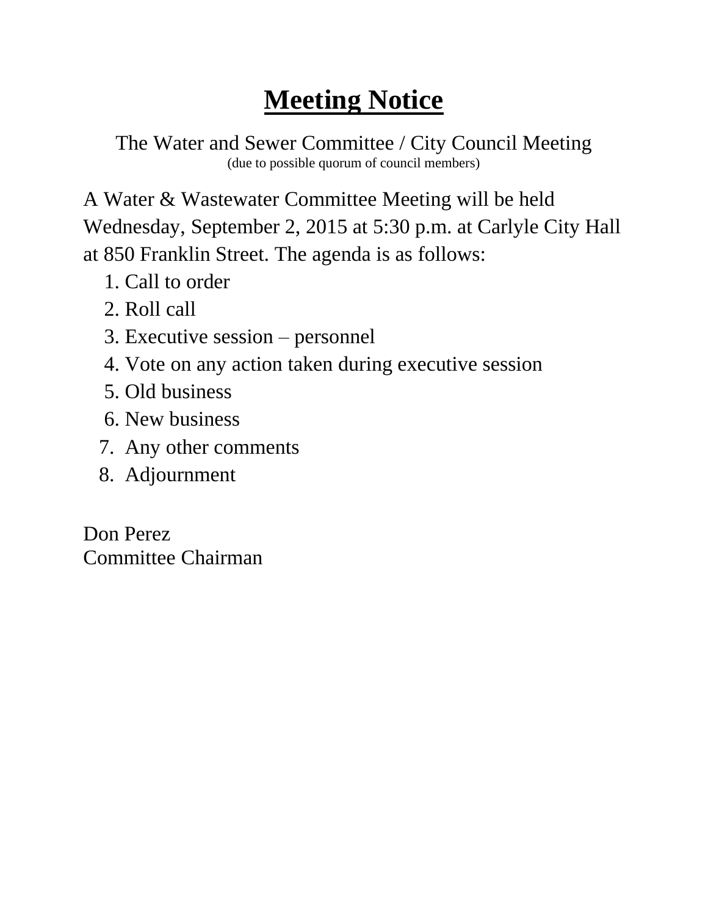# Meeting Notice

The Water and Sewer Committee / City Council Meeting
(due to possible quorum of council members)

A Water & Wastewater Committee Meeting will be held Wednesday, September 2, 2015 at 5:30 p.m. at Carlyle City Hall at 850 Franklin Street. The agenda is as follows:

1. Call to order
2. Roll call
3. Executive session – personnel
4. Vote on any action taken during executive session
5. Old business
6. New business
7. Any other comments
8. Adjournment

Don Perez
Committee Chairman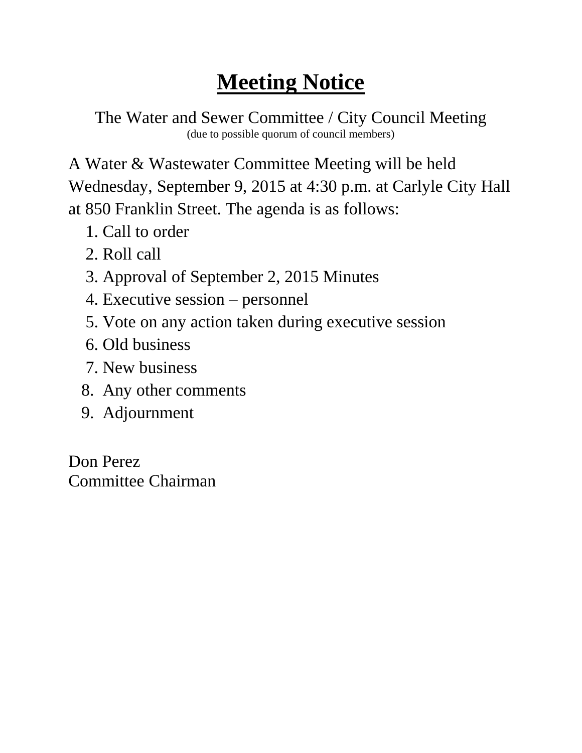# Meeting Notice

The Water and Sewer Committee / City Council Meeting
(due to possible quorum of council members)

A Water & Wastewater Committee Meeting will be held Wednesday, September 9, 2015 at 4:30 p.m. at Carlyle City Hall at 850 Franklin Street. The agenda is as follows:

1. Call to order
2. Roll call
3. Approval of September 2, 2015 Minutes
4. Executive session – personnel
5. Vote on any action taken during executive session
6. Old business
7. New business
8. Any other comments
9. Adjournment

Don Perez
Committee Chairman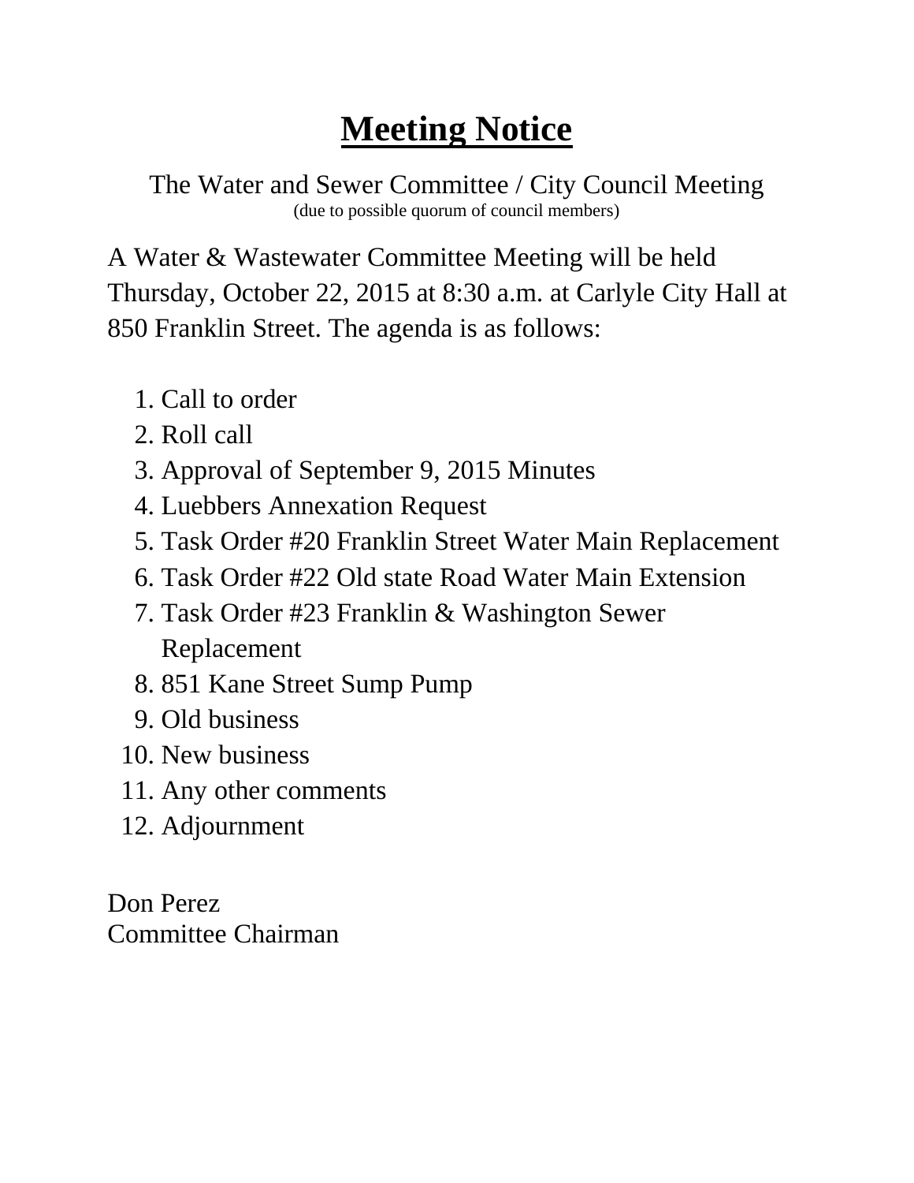# Meeting Notice

The Water and Sewer Committee / City Council Meeting
(due to possible quorum of council members)

A Water & Wastewater Committee Meeting will be held Thursday, October 22, 2015 at 8:30 a.m. at Carlyle City Hall at 850 Franklin Street. The agenda is as follows:

1. Call to order
2. Roll call
3. Approval of September 9, 2015 Minutes
4. Luebbers Annexation Request
5. Task Order #20 Franklin Street Water Main Replacement
6. Task Order #22 Old state Road Water Main Extension
7. Task Order #23 Franklin & Washington Sewer Replacement
8. 851 Kane Street Sump Pump
9. Old business
10. New business
11. Any other comments
12. Adjournment

Don Perez
Committee Chairman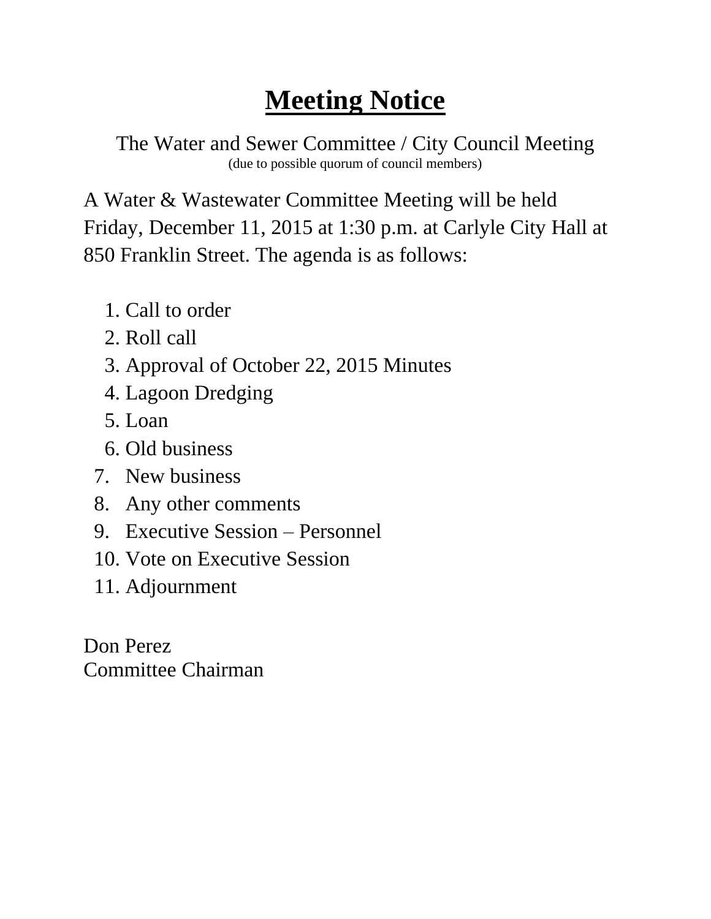# Meeting Notice

The Water and Sewer Committee / City Council Meeting
(due to possible quorum of council members)

A Water & Wastewater Committee Meeting will be held Friday, December 11, 2015 at 1:30 p.m. at Carlyle City Hall at 850 Franklin Street. The agenda is as follows:

1. Call to order
2. Roll call
3. Approval of October 22, 2015 Minutes
4. Lagoon Dredging
5. Loan
6. Old business
7. New business
8. Any other comments
9. Executive Session – Personnel
10. Vote on Executive Session
11. Adjournment

Don Perez
Committee Chairman